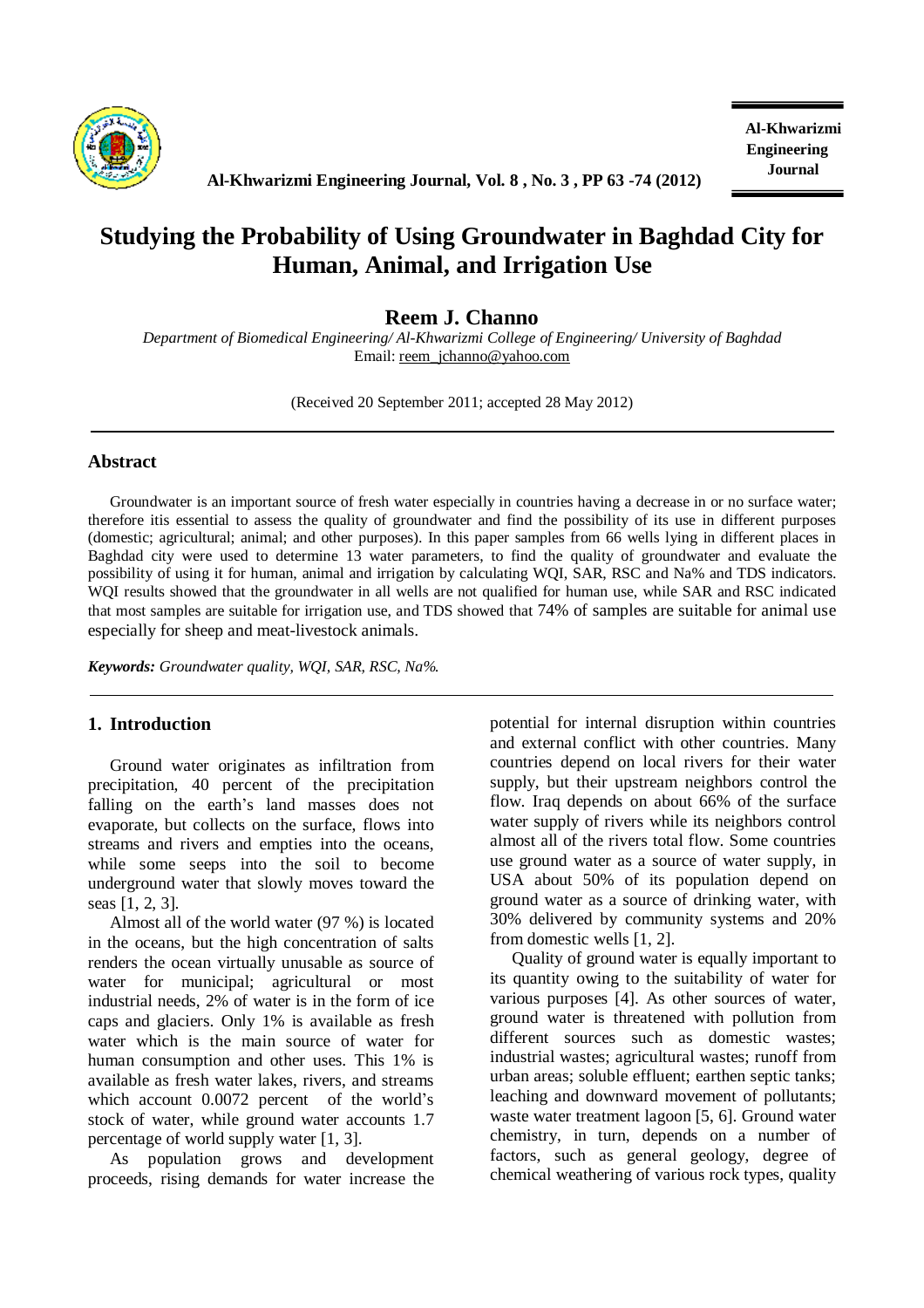# Studying the Probability of Using Groundwater in Baghdad City for Human, Animal, and Irrigation Use

**Reem J. Channo**

*Department of Biomedical Engineering/ Al-Khwarizmi College of Engineering/ University of Baghdad*
Email: reem_jchanno@yahoo.com

(Received 20 September 2011; accepted 28 May 2012)

## Abstract

Groundwater is an important source of fresh water especially in countries having a decrease in or no surface water; therefore itis essential to assess the quality of groundwater and find the possibility of its use in different purposes (domestic; agricultural; animal; and other purposes). In this paper samples from 66 wells lying in different places in Baghdad city were used to determine 13 water parameters, to find the quality of groundwater and evaluate the possibility of using it for human, animal and irrigation by calculating WQI, SAR, RSC and Na% and TDS indicators. WQI results showed that the groundwater in all wells are not qualified for human use, while SAR and RSC indicated that most samples are suitable for irrigation use, and TDS showed that 74% of samples are suitable for animal use especially for sheep and meat-livestock animals.

***Keywords:*** *Groundwater quality, WQI, SAR, RSC, Na%.*

## 1. Introduction

Ground water originates as infiltration from precipitation, 40 percent of the precipitation falling on the earth's land masses does not evaporate, but collects on the surface, flows into streams and rivers and empties into the oceans, while some seeps into the soil to become underground water that slowly moves toward the seas [1, 2, 3].

Almost all of the world water (97 %) is located in the oceans, but the high concentration of salts renders the ocean virtually unusable as source of water for municipal; agricultural or most industrial needs, 2% of water is in the form of ice caps and glaciers. Only 1% is available as fresh water which is the main source of water for human consumption and other uses. This 1% is available as fresh water lakes, rivers, and streams which account 0.0072 percent of the world's stock of water, while ground water accounts 1.7 percentage of world supply water [1, 3].

As population grows and development proceeds, rising demands for water increase the potential for internal disruption within countries and external conflict with other countries. Many countries depend on local rivers for their water supply, but their upstream neighbors control the flow. Iraq depends on about 66% of the surface water supply of rivers while its neighbors control almost all of the rivers total flow. Some countries use ground water as a source of water supply, in USA about 50% of its population depend on ground water as a source of drinking water, with 30% delivered by community systems and 20% from domestic wells [1, 2].

Quality of ground water is equally important to its quantity owing to the suitability of water for various purposes [4]. As other sources of water, ground water is threatened with pollution from different sources such as domestic wastes; industrial wastes; agricultural wastes; runoff from urban areas; soluble effluent; earthen septic tanks; leaching and downward movement of pollutants; waste water treatment lagoon [5, 6]. Ground water chemistry, in turn, depends on a number of factors, such as general geology, degree of chemical weathering of various rock types, quality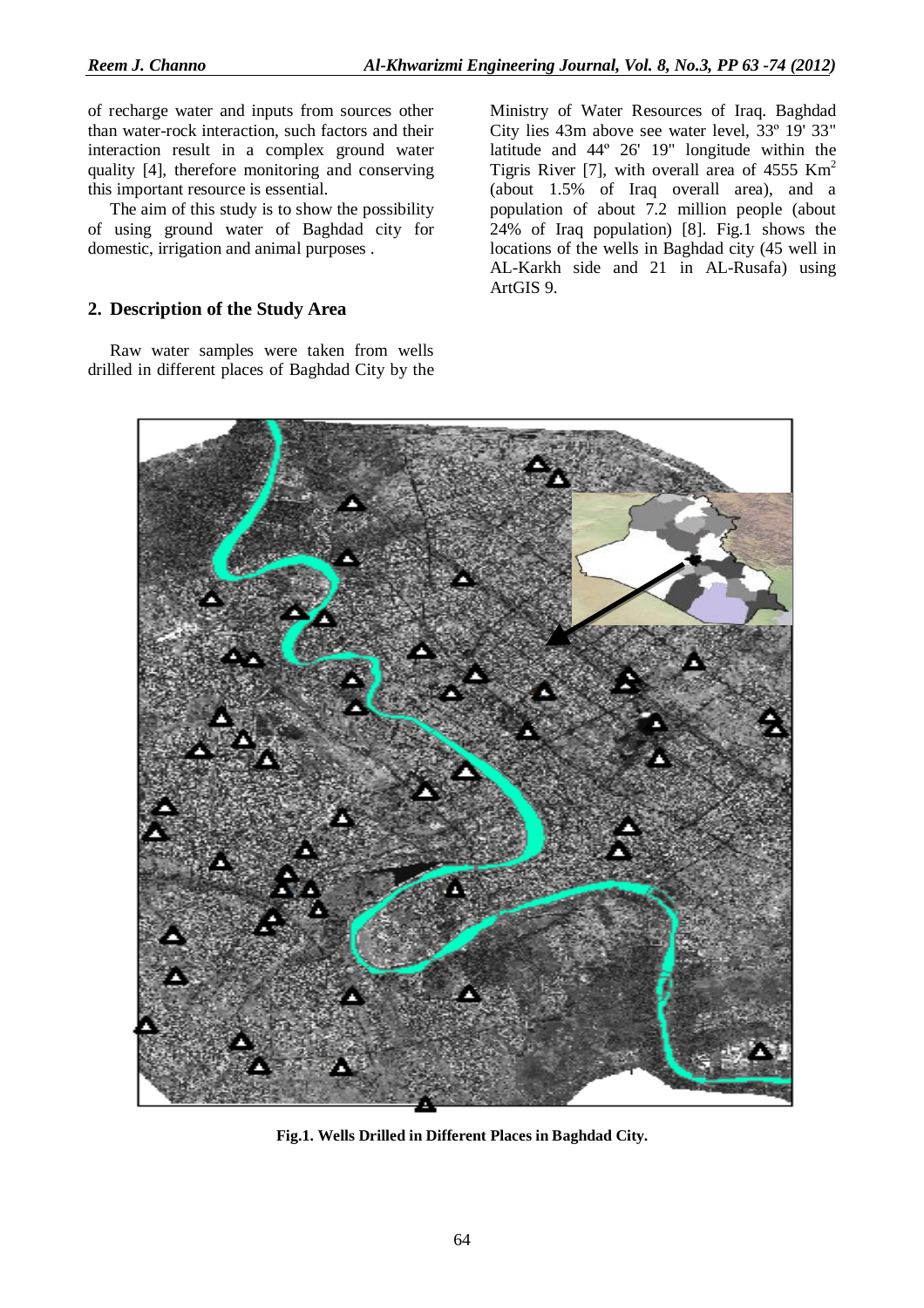of recharge water and inputs from sources other than water-rock interaction, such factors and their interaction result in a complex ground water quality [4], therefore monitoring and conserving this important resource is essential.

The aim of this study is to show the possibility of using ground water of Baghdad city for domestic, irrigation and animal purposes .

## 2. Description of the Study Area

Raw water samples were taken from wells drilled in different places of Baghdad City by the Ministry of Water Resources of Iraq. Baghdad City lies 43m above see water level, 33º 19' 33" latitude and 44º 26' 19" longitude within the Tigris River [7], with overall area of 4555 $Km^2$ (about 1.5% of Iraq overall area), and a population of about 7.2 million people (about 24% of Iraq population) [8]. Fig.1 shows the locations of the wells in Baghdad city (45 well in AL-Karkh side and 21 in AL-Rusafa) using ArtGIS 9.

**Fig.1. Wells Drilled in Different Places in Baghdad City.**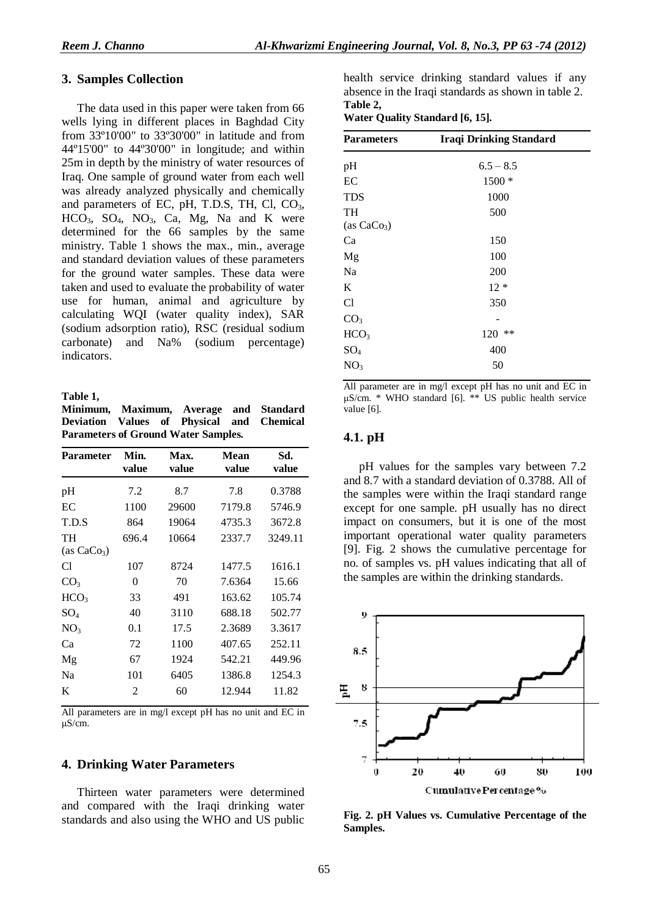## 3. Samples Collection

The data used in this paper were taken from 66 wells lying in different places in Baghdad City from 33º10'00" to 33º30'00" in latitude and from 44º15'00" to 44º30'00" in longitude; and within 25m in depth by the ministry of water resources of Iraq. One sample of ground water from each well was already analyzed physically and chemically and parameters of EC, pH, T.D.S, TH, Cl, $CO_3$, $HCO_3$, $SO_4$, $NO_3$, Ca, Mg, Na and K were determined for the 66 samples by the same ministry. Table 1 shows the max., min., average and standard deviation values of these parameters for the ground water samples. These data were taken and used to evaluate the probability of water use for human, animal and agriculture by calculating WQI (water quality index), SAR (sodium adsorption ratio), RSC (residual sodium carbonate) and Na% (sodium percentage) indicators.

**Table 1,**
**Minimum, Maximum, Average and Standard Deviation Values of Physical and Chemical Parameters of Ground Water Samples.**

| Parameter | Min. value | Max. value | Mean value | Sd. value |
|---|---|---|---|---|
| pH | 7.2 | 8.7 | 7.8 | 0.3788 |
| EC | 1100 | 29600 | 7179.8 | 5746.9 |
| T.D.S | 864 | 19064 | 4735.3 | 3672.8 |
| TH (as $CaCO_3$) | 696.4 | 10664 | 2337.7 | 3249.11 |
| Cl | 107 | 8724 | 1477.5 | 1616.1 |
| $CO_3$ | 0 | 70 | 7.6364 | 15.66 |
| $HCO_3$ | 33 | 491 | 163.62 | 105.74 |
| $SO_4$ | 40 | 3110 | 688.18 | 502.77 |
| $NO_3$ | 0.1 | 17.5 | 2.3689 | 3.3617 |
| Ca | 72 | 1100 | 407.65 | 252.11 |
| Mg | 67 | 1924 | 542.21 | 449.96 |
| Na | 101 | 6405 | 1386.8 | 1254.3 |
| K | 2 | 60 | 12.944 | 11.82 |

All parameters are in mg/l except pH has no unit and EC in μS/cm.

## 4. Drinking Water Parameters

Thirteen water parameters were determined and compared with the Iraqi drinking water standards and also using the WHO and US public health service drinking standard values if any absence in the Iraqi standards as shown in table 2.

**Table 2,**
**Water Quality Standard [6, 15].**

| Parameters | Iraqi Drinking Standard |
|---|---|
| pH | 6.5 – 8.5 |
| EC | 1500 * |
| TDS | 1000 |
| TH (as $CaCo_3$) | 500 |
| Ca | 150 |
| Mg | 100 |
| Na | 200 |
| K | 12 * |
| Cl | 350 |
| $CO_3$ | - |
| $HCO_3$ | 120 ** |
| $SO_4$ | 400 |
| $NO_3$ | 50 |

All parameter are in mg/l except pH has no unit and EC in μS/cm. * WHO standard [6]. ** US public health service value [6].

### 4.1. pH

pH values for the samples vary between 7.2 and 8.7 with a standard deviation of 0.3788. All of the samples were within the Iraqi standard range except for one sample. pH usually has no direct impact on consumers, but it is one of the most important operational water quality parameters [9]. Fig. 2 shows the cumulative percentage for no. of samples vs. pH values indicating that all of the samples are within the drinking standards.

**Fig. 2. pH Values vs. Cumulative Percentage of the Samples.**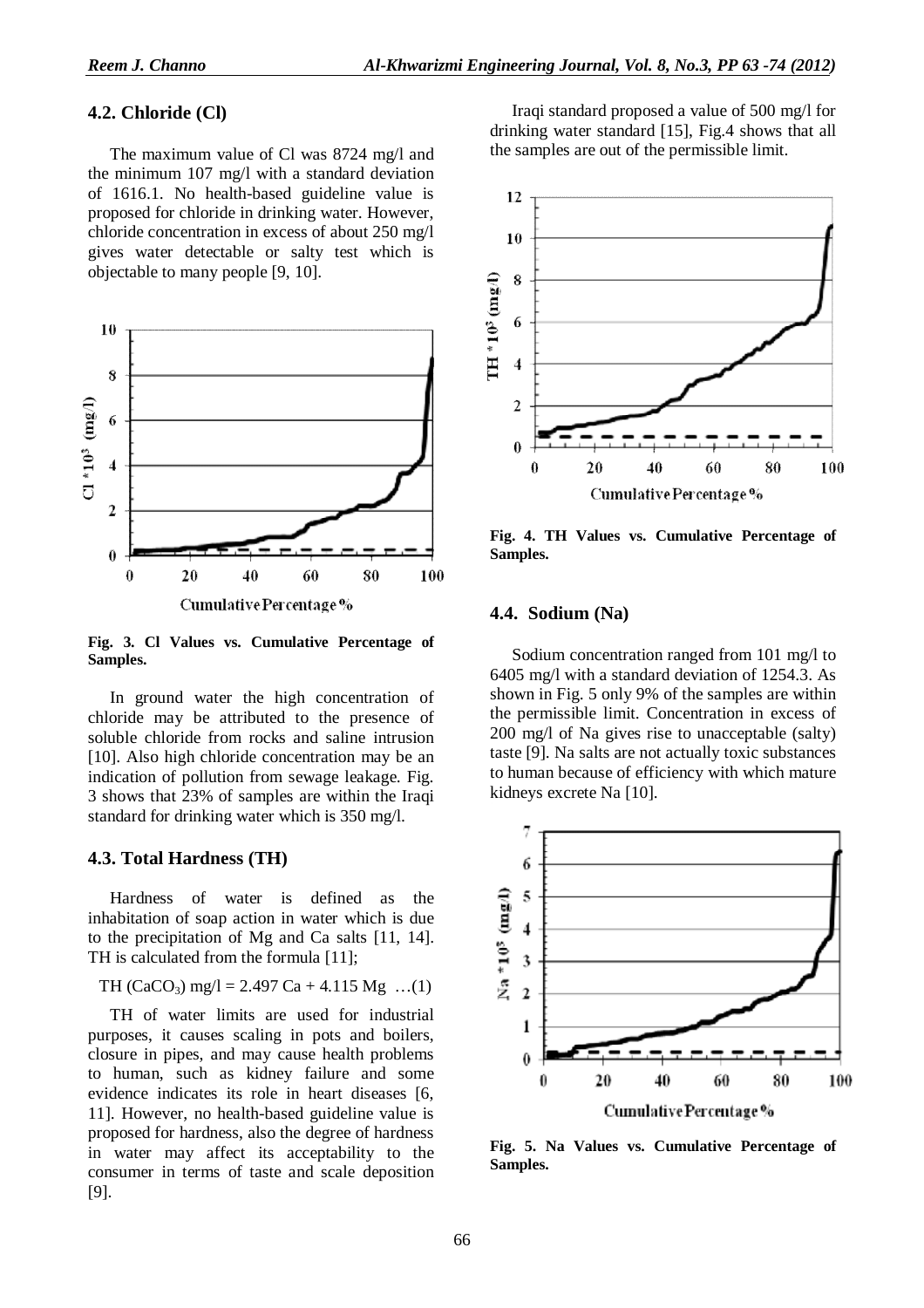### 4.2. Chloride (Cl)

The maximum value of Cl was 8724 mg/l and the minimum 107 mg/l with a standard deviation of 1616.1. No health-based guideline value is proposed for chloride in drinking water. However, chloride concentration in excess of about 250 mg/l gives water detectable or salty test which is objectable to many people [9, 10].

**Fig. 3. Cl Values vs. Cumulative Percentage of Samples.**

In ground water the high concentration of chloride may be attributed to the presence of soluble chloride from rocks and saline intrusion [10]. Also high chloride concentration may be an indication of pollution from sewage leakage. Fig. 3 shows that 23% of samples are within the Iraqi standard for drinking water which is 350 mg/l.

### 4.3. Total Hardness (TH)

Hardness of water is defined as the inhabitation of soap action in water which is due to the precipitation of Mg and Ca salts [11, 14]. TH is calculated from the formula [11];

$$TH\ (CaCO_3)\ mg/l = 2.497\ Ca + 4.115\ Mg \quad \ldots(1)$$

TH of water limits are used for industrial purposes, it causes scaling in pots and boilers, closure in pipes, and may cause health problems to human, such as kidney failure and some evidence indicates its role in heart diseases [6, 11]. However, no health-based guideline value is proposed for hardness, also the degree of hardness in water may affect its acceptability to the consumer in terms of taste and scale deposition [9].

Iraqi standard proposed a value of 500 mg/l for drinking water standard [15], Fig.4 shows that all the samples are out of the permissible limit.

**Fig. 4. TH Values vs. Cumulative Percentage of Samples.**

### 4.4. Sodium (Na)

Sodium concentration ranged from 101 mg/l to 6405 mg/l with a standard deviation of 1254.3. As shown in Fig. 5 only 9% of the samples are within the permissible limit. Concentration in excess of 200 mg/l of Na gives rise to unacceptable (salty) taste [9]. Na salts are not actually toxic substances to human because of efficiency with which mature kidneys excrete Na [10].

**Fig. 5. Na Values vs. Cumulative Percentage of Samples.**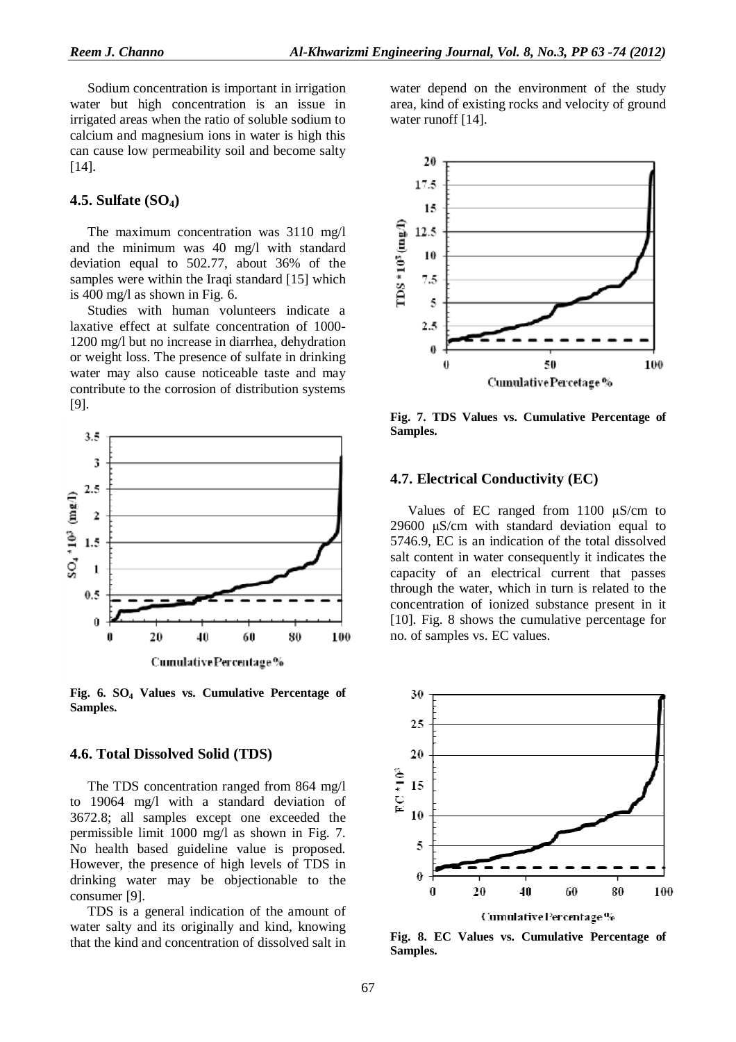Sodium concentration is important in irrigation water but high concentration is an issue in irrigated areas when the ratio of soluble sodium to calcium and magnesium ions in water is high this can cause low permeability soil and become salty [14].

### 4.5. Sulfate ($SO_4$)

The maximum concentration was 3110 mg/l and the minimum was 40 mg/l with standard deviation equal to 502.77, about 36% of the samples were within the Iraqi standard [15] which is 400 mg/l as shown in Fig. 6.

Studies with human volunteers indicate a laxative effect at sulfate concentration of 1000-1200 mg/l but no increase in diarrhea, dehydration or weight loss. The presence of sulfate in drinking water may also cause noticeable taste and may contribute to the corrosion of distribution systems [9].

**Fig. 6. $SO_4$ Values vs. Cumulative Percentage of Samples.**

### 4.6. Total Dissolved Solid (TDS)

The TDS concentration ranged from 864 mg/l to 19064 mg/l with a standard deviation of 3672.8; all samples except one exceeded the permissible limit 1000 mg/l as shown in Fig. 7. No health based guideline value is proposed. However, the presence of high levels of TDS in drinking water may be objectionable to the consumer [9].

TDS is a general indication of the amount of water salty and its originally and kind, knowing that the kind and concentration of dissolved salt in water depend on the environment of the study area, kind of existing rocks and velocity of ground water runoff [14].

**Fig. 7. TDS Values vs. Cumulative Percentage of Samples.**

### 4.7. Electrical Conductivity (EC)

Values of EC ranged from 1100 μS/cm to 29600 μS/cm with standard deviation equal to 5746.9, EC is an indication of the total dissolved salt content in water consequently it indicates the capacity of an electrical current that passes through the water, which in turn is related to the concentration of ionized substance present in it [10]. Fig. 8 shows the cumulative percentage for no. of samples vs. EC values.

**Fig. 8. EC Values vs. Cumulative Percentage of Samples.**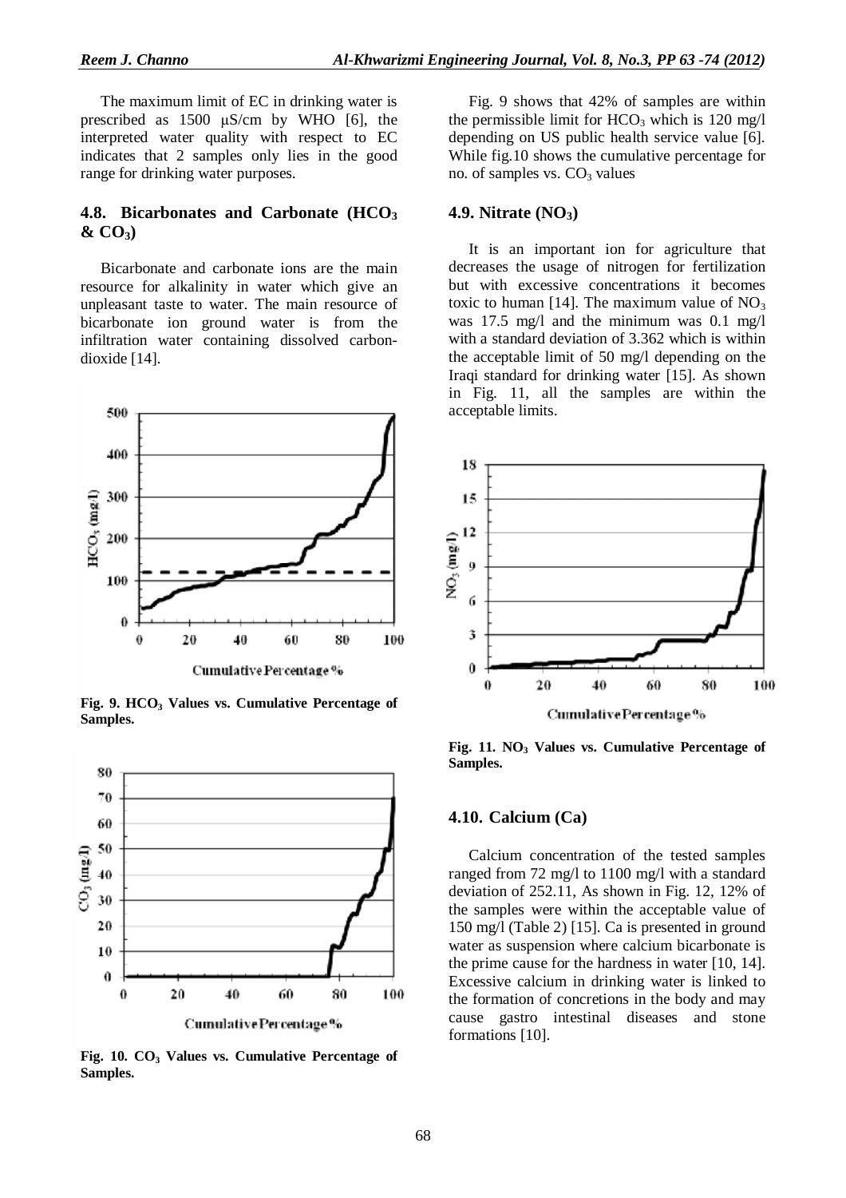The maximum limit of EC in drinking water is prescribed as 1500 μS/cm by WHO [6], the interpreted water quality with respect to EC indicates that 2 samples only lies in the good range for drinking water purposes.

### 4.8. Bicarbonates and Carbonate ($HCO_3$ & $CO_3$)

Bicarbonate and carbonate ions are the main resource for alkalinity in water which give an unpleasant taste to water. The main resource of bicarbonate ion ground water is from the infiltration water containing dissolved carbon-dioxide [14].

**Fig. 9. $HCO_3$ Values vs. Cumulative Percentage of Samples.**

**Fig. 10. $CO_3$ Values vs. Cumulative Percentage of Samples.**

Fig. 9 shows that 42% of samples are within the permissible limit for $HCO_3$ which is 120 mg/l depending on US public health service value [6]. While fig.10 shows the cumulative percentage for no. of samples vs. $CO_3$ values

### 4.9. Nitrate ($NO_3$)

It is an important ion for agriculture that decreases the usage of nitrogen for fertilization but with excessive concentrations it becomes toxic to human [14]. The maximum value of $NO_3$ was 17.5 mg/l and the minimum was 0.1 mg/l with a standard deviation of 3.362 which is within the acceptable limit of 50 mg/l depending on the Iraqi standard for drinking water [15]. As shown in Fig. 11, all the samples are within the acceptable limits.

**Fig. 11. $NO_3$ Values vs. Cumulative Percentage of Samples.**

### 4.10. Calcium (Ca)

Calcium concentration of the tested samples ranged from 72 mg/l to 1100 mg/l with a standard deviation of 252.11, As shown in Fig. 12, 12% of the samples were within the acceptable value of 150 mg/l (Table 2) [15]. Ca is presented in ground water as suspension where calcium bicarbonate is the prime cause for the hardness in water [10, 14]. Excessive calcium in drinking water is linked to the formation of concretions in the body and may cause gastro intestinal diseases and stone formations [10].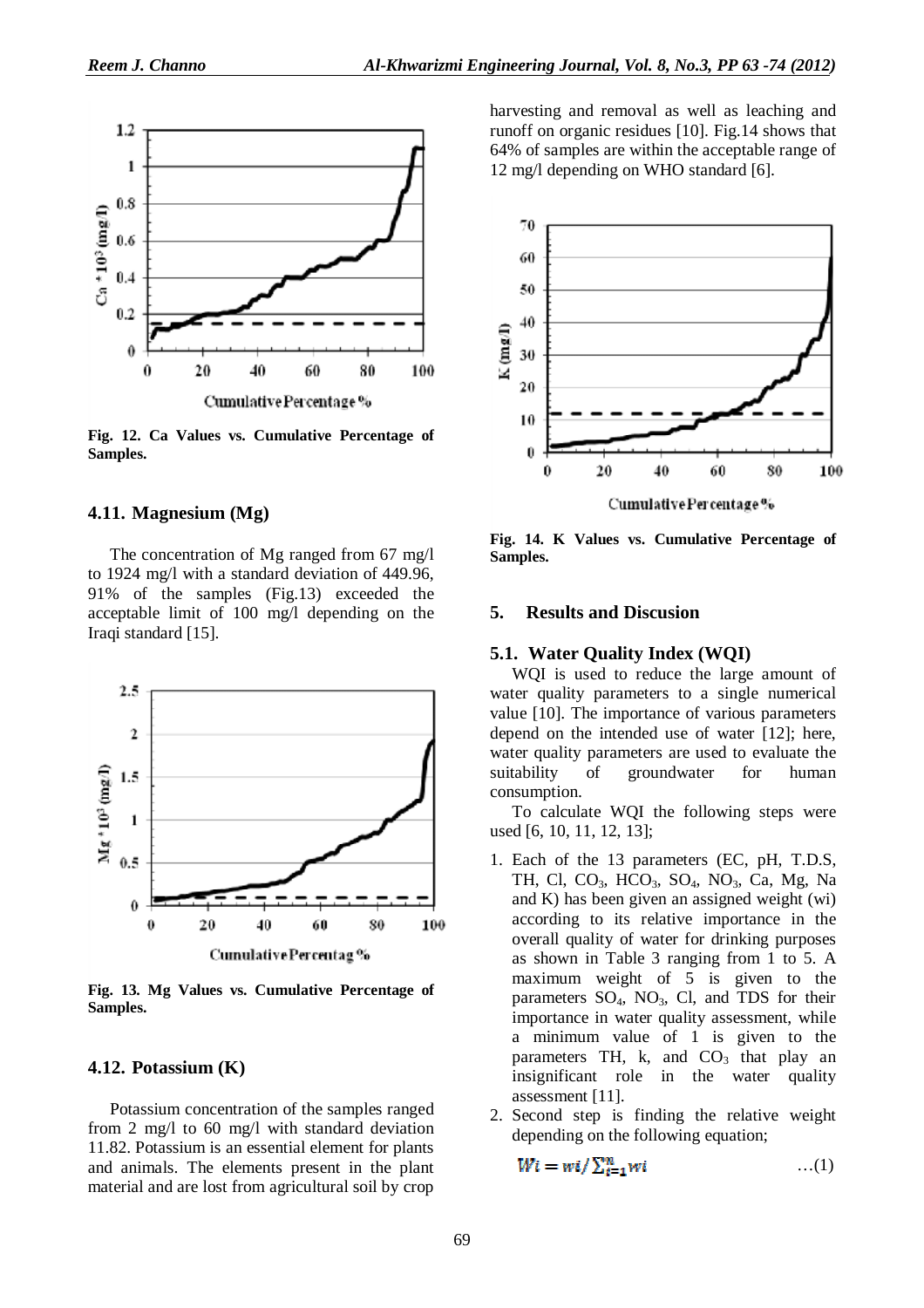Fig. 12. Ca Values vs. Cumulative Percentage of Samples.

## 4.11. Magnesium (Mg)

The concentration of Mg ranged from 67 mg/l to 1924 mg/l with a standard deviation of 449.96, 91% of the samples (Fig.13) exceeded the acceptable limit of 100 mg/l depending on the Iraqi standard [15].

Fig. 13. Mg Values vs. Cumulative Percentage of Samples.

## 4.12. Potassium (K)

Potassium concentration of the samples ranged from 2 mg/l to 60 mg/l with standard deviation 11.82. Potassium is an essential element for plants and animals. The elements present in the plant material and are lost from agricultural soil by crop harvesting and removal as well as leaching and runoff on organic residues [10]. Fig.14 shows that 64% of samples are within the acceptable range of 12 mg/l depending on WHO standard [6].

Fig. 14. K Values vs. Cumulative Percentage of Samples.

# 5. Results and Discusion

## 5.1. Water Quality Index (WQI)

WQI is used to reduce the large amount of water quality parameters to a single numerical value [10]. The importance of various parameters depend on the intended use of water [12]; here, water quality parameters are used to evaluate the suitability of groundwater for human consumption.

To calculate WQI the following steps were used [6, 10, 11, 12, 13];

1. Each of the 13 parameters (EC, pH, T.D.S, TH, Cl, $CO_3$, $HCO_3$, $SO_4$, $NO_3$, Ca, Mg, Na and K) has been given an assigned weight (wi) according to its relative importance in the overall quality of water for drinking purposes as shown in Table 3 ranging from 1 to 5. A maximum weight of 5 is given to the parameters $SO_4$, $NO_3$, Cl, and TDS for their importance in water quality assessment, while a minimum value of 1 is given to the parameters TH, k, and $CO_3$ that play an insignificant role in the water quality assessment [11].
2. Second step is finding the relative weight depending on the following equation;

$$Wi = wi / \sum_{i=1}^{n} wi \qquad \ldots(1)$$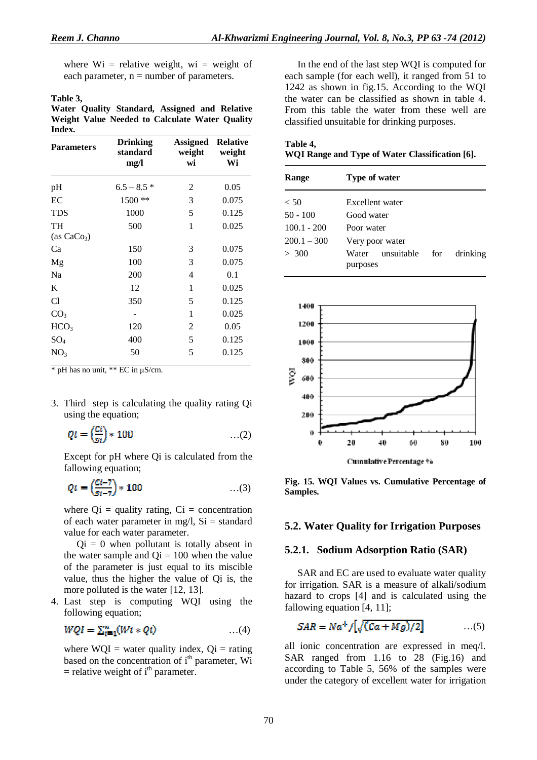where Wi = relative weight, wi = weight of each parameter, n = number of parameters.

**Table 3,**
**Water Quality Standard, Assigned and Relative Weight Value Needed to Calculate Water Quality Index.**

| Parameters | Drinking standard mg/l | Assigned weight wi | Relative weight Wi |
|---|---|---|---|
| pH | 6.5 – 8.5 * | 2 | 0.05 |
| EC | 1500 ** | 3 | 0.075 |
| TDS | 1000 | 5 | 0.125 |
| TH (as $CaCO_3$) | 500 | 1 | 0.025 |
| Ca | 150 | 3 | 0.075 |
| Mg | 100 | 3 | 0.075 |
| Na | 200 | 4 | 0.1 |
| K | 12 | 1 | 0.025 |
| Cl | 350 | 5 | 0.125 |
| $CO_3$ | - | 1 | 0.025 |
| $HCO_3$ | 120 | 2 | 0.05 |
| $SO_4$ | 400 | 5 | 0.125 |
| $NO_3$ | 50 | 5 | 0.125 |

* pH has no unit, ** EC in µS/cm.

3. Third step is calculating the quality rating Qi using the equation;

$$Qi = \left(\frac{Ci}{Si}\right) * 100 \qquad \ldots(2)$$

Except for pH where Qi is calculated from the fallowing equation;

$$Qi = \left(\frac{Ci-7}{Si-7}\right) * 100 \qquad \ldots(3)$$

where Qi = quality rating, Ci = concentration of each water parameter in mg/l, Si = standard value for each water parameter.

Qi = 0 when pollutant is totally absent in the water sample and Qi = 100 when the value of the parameter is just equal to its miscible value, thus the higher the value of Qi is, the more polluted is the water [12, 13].

4. Last step is computing WQI using the following equation;

$$WQI = \sum_{i=1}^{n}(Wi * Qi) \qquad \ldots(4)$$

where WQI = water quality index, Qi = rating based on the concentration of i[th] parameter, Wi = relative weight of i[th] parameter.

In the end of the last step WQI is computed for each sample (for each well), it ranged from 51 to 1242 as shown in fig.15. According to the WQI the water can be classified as shown in table 4. From this table the water from these well are classified unsuitable for drinking purposes.

**Table 4,**
**WQI Range and Type of Water Classification [6].**

| Range | Type of water |
|---|---|
| < 50 | Excellent water |
| 50 - 100 | Good water |
| 100.1 - 200 | Poor water |
| 200.1 – 300 | Very poor water |
| > 300 | Water unsuitable for drinking purposes |

**Fig. 15. WQI Values vs. Cumulative Percentage of Samples.**

## 5.2. Water Quality for Irrigation Purposes

### 5.2.1. Sodium Adsorption Ratio (SAR)

SAR and EC are used to evaluate water quality for irrigation. SAR is a measure of alkali/sodium hazard to crops [4] and is calculated using the fallowing equation [4, 11];

$$SAR = Na^{+}/\left[\sqrt{(Ca+Mg)/2}\right] \qquad \ldots(5)$$

all ionic concentration are expressed in meq/l. SAR ranged from 1.16 to 28 (Fig.16) and according to Table 5, 56% of the samples were under the category of excellent water for irrigation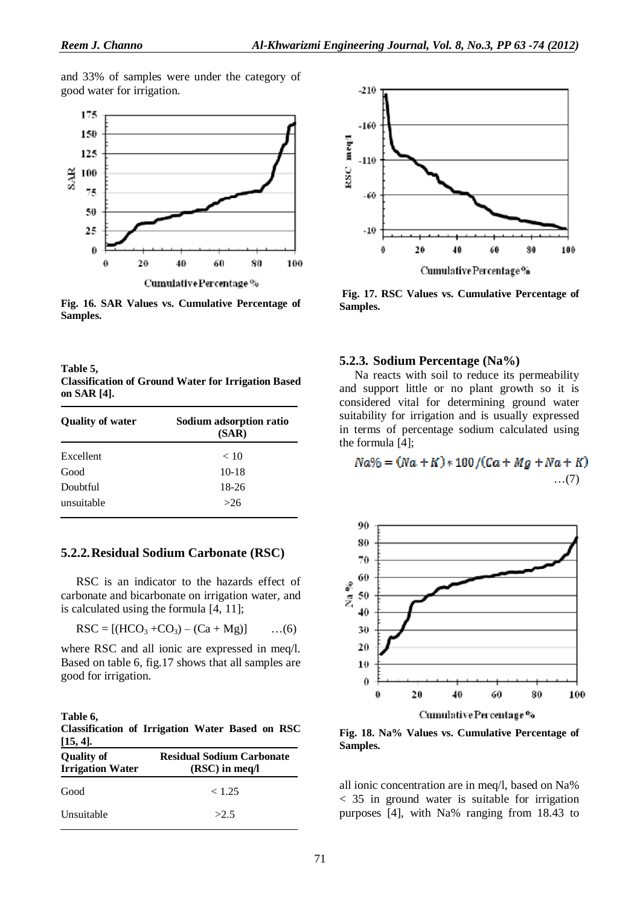and 33% of samples were under the category of good water for irrigation.

Fig. 16. SAR Values vs. Cumulative Percentage of Samples.

Table 5,
Classification of Ground Water for Irrigation Based on SAR [4].

| Quality of water | Sodium adsorption ratio (SAR) |
|---|---|
| Excellent | < 10 |
| Good | 10-18 |
| Doubtful | 18-26 |
| unsuitable | >26 |

### 5.2.2. Residual Sodium Carbonate (RSC)

RSC is an indicator to the hazards effect of carbonate and bicarbonate on irrigation water, and is calculated using the formula [4, 11];

$$RSC = [(HCO_3 + CO_3) – (Ca + Mg)] \quad \ldots(6)$$

where RSC and all ionic are expressed in meq/l. Based on table 6, fig.17 shows that all samples are good for irrigation.

Table 6,
Classification of Irrigation Water Based on RSC [15, 4].

| Quality of Irrigation Water | Residual Sodium Carbonate (RSC) in meq/l |
|---|---|
| Good | < 1.25 |
| Unsuitable | >2.5 |

Fig. 17. RSC Values vs. Cumulative Percentage of Samples.

### 5.2.3. Sodium Percentage (Na%)

Na reacts with soil to reduce its permeability and support little or no plant growth so it is considered vital for determining ground water suitability for irrigation and is usually expressed in terms of percentage sodium calculated using the formula [4];

$$Na\% = (Na + K) * 100 / (Ca + Mg + Na + K) \quad \ldots(7)$$

Fig. 18. Na% Values vs. Cumulative Percentage of Samples.

all ionic concentration are in meq/l, based on Na% < 35 in ground water is suitable for irrigation purposes [4], with Na% ranging from 18.43 to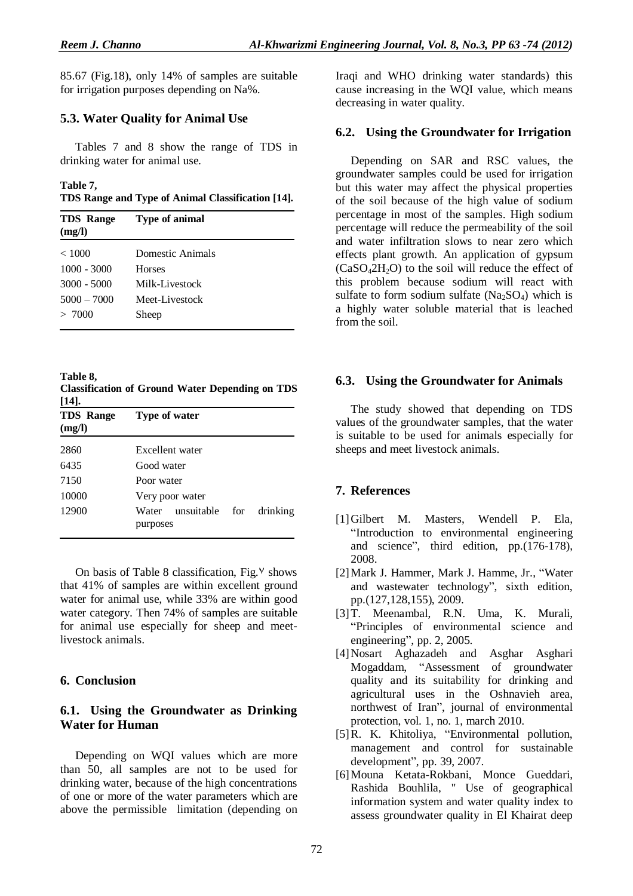85.67 (Fig.18), only 14% of samples are suitable for irrigation purposes depending on Na%.

### 5.3. Water Quality for Animal Use

Tables 7 and 8 show the range of TDS in drinking water for animal use.

**Table 7,**
**TDS Range and Type of Animal Classification [14].**

| TDS Range (mg/l) | Type of animal |
|---|---|
| < 1000 | Domestic Animals |
| 1000 - 3000 | Horses |
| 3000 - 5000 | Milk-Livestock |
| 5000 – 7000 | Meet-Livestock |
| > 7000 | Sheep |

**Table 8,**
**Classification of Ground Water Depending on TDS [14].**

| TDS Range (mg/l) | Type of water |
|---|---|
| 2860 | Excellent water |
| 6435 | Good water |
| 7150 | Poor water |
| 10000 | Very poor water |
| 12900 | Water unsuitable for drinking purposes |

On basis of Table 8 classification, Fig.٧ shows that 41% of samples are within excellent ground water for animal use, while 33% are within good water category. Then 74% of samples are suitable for animal use especially for sheep and meet-livestock animals.

## 6. Conclusion

### 6.1. Using the Groundwater as Drinking Water for Human

Depending on WQI values which are more than 50, all samples are not to be used for drinking water, because of the high concentrations of one or more of the water parameters which are above the permissible limitation (depending on Iraqi and WHO drinking water standards) this cause increasing in the WQI value, which means decreasing in water quality.

### 6.2. Using the Groundwater for Irrigation

Depending on SAR and RSC values, the groundwater samples could be used for irrigation but this water may affect the physical properties of the soil because of the high value of sodium percentage in most of the samples. High sodium percentage will reduce the permeability of the soil and water infiltration slows to near zero which effects plant growth. An application of gypsum ($CaSO_4 2H_2O$) to the soil will reduce the effect of this problem because sodium will react with sulfate to form sodium sulfate ($Na_2SO_4$) which is a highly water soluble material that is leached from the soil.

### 6.3. Using the Groundwater for Animals

The study showed that depending on TDS values of the groundwater samples, that the water is suitable to be used for animals especially for sheeps and meet livestock animals.

## 7. References

[1] Gilbert M. Masters, Wendell P. Ela, "Introduction to environmental engineering and science", third edition, pp.(176-178), 2008.

[2] Mark J. Hammer, Mark J. Hamme, Jr., "Water and wastewater technology", sixth edition, pp.(127,128,155), 2009.

[3] T. Meenambal, R.N. Uma, K. Murali, "Principles of environmental science and engineering", pp. 2, 2005.

[4] Nosart Aghazadeh and Asghar Asghari Mogaddam, "Assessment of groundwater quality and its suitability for drinking and agricultural uses in the Oshnavieh area, northwest of Iran", journal of environmental protection, vol. 1, no. 1, march 2010.

[5] R. K. Khitoliya, "Environmental pollution, management and control for sustainable development", pp. 39, 2007.

[6] Mouna Ketata-Rokbani, Monce Gueddari, Rashida Bouhlila, " Use of geographical information system and water quality index to assess groundwater quality in El Khairat deep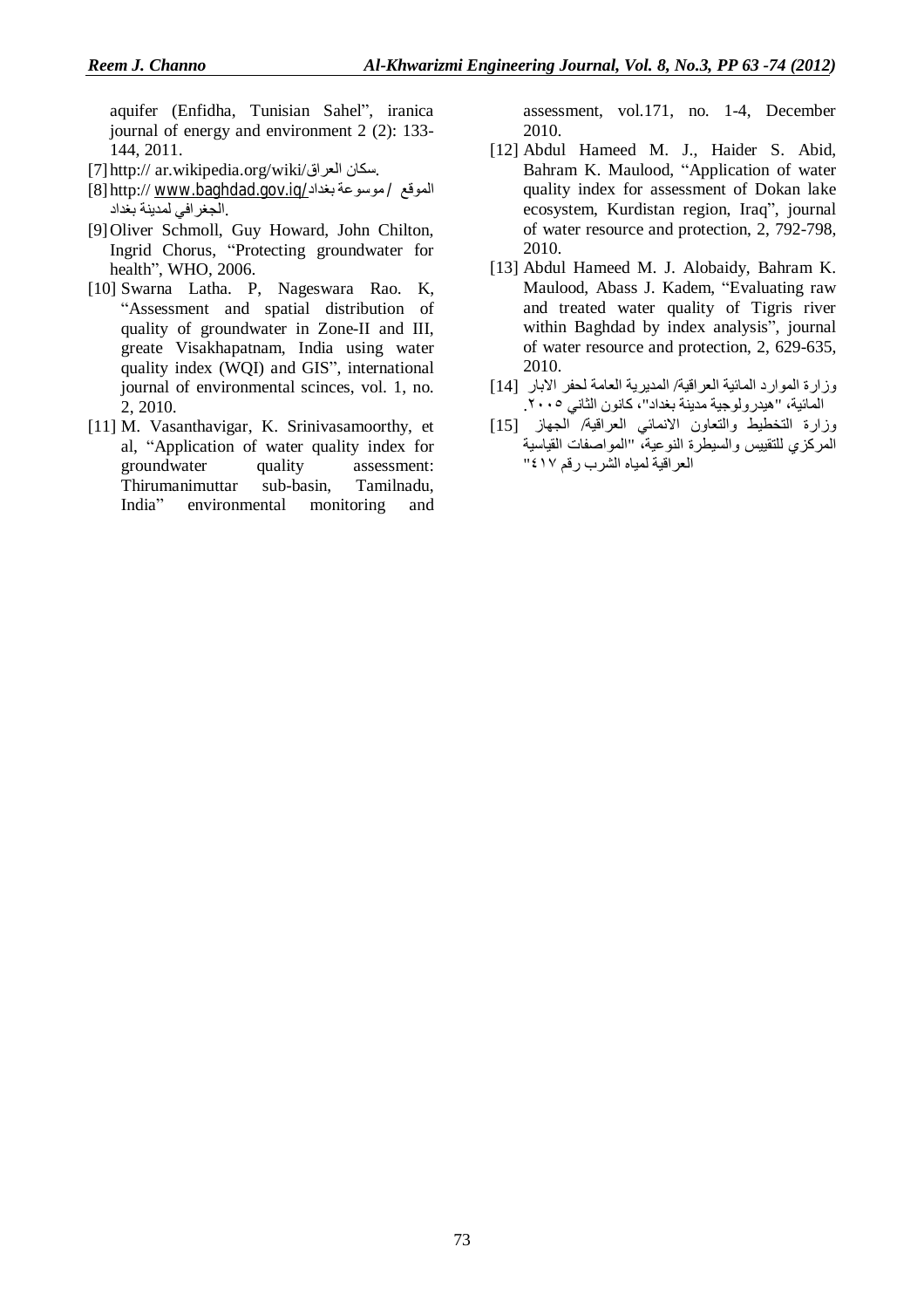aquifer (Enfidha, Tunisian Sahel", iranica journal of energy and environment 2 (2): 133-144, 2011.

[7] http:// ar.wikipedia.org/wiki/سكان العراق.

[8] http:// www.baghdad.gov.iq/ الموقع / موسوعة بغداد الجغرافي لمدينة بغداد.

[9] Oliver Schmoll, Guy Howard, John Chilton, Ingrid Chorus, "Protecting groundwater for health", WHO, 2006.

[10] Swarna Latha. P, Nageswara Rao. K, "Assessment and spatial distribution of quality of groundwater in Zone-II and III, greate Visakhapatnam, India using water quality index (WQI) and GIS", international journal of environmental scinces, vol. 1, no. 2, 2010.

[11] M. Vasanthavigar, K. Srinivasamoorthy, et al, "Application of water quality index for groundwater quality assessment: Thirumanimuttar sub-basin, Tamilnadu, India" environmental monitoring and assessment, vol.171, no. 1-4, December 2010.

[12] Abdul Hameed M. J., Haider S. Abid, Bahram K. Maulood, "Application of water quality index for assessment of Dokan lake ecosystem, Kurdistan region, Iraq", journal of water resource and protection, 2, 792-798, 2010.

[13] Abdul Hameed M. J. Alobaidy, Bahram K. Maulood, Abass J. Kadem, "Evaluating raw and treated water quality of Tigris river within Baghdad by index analysis", journal of water resource and protection, 2, 629-635, 2010.

[14] وزارة الموارد المائية العراقية/ المديرية العامة لحفر الابار المائية، "هيدرولوجية مدينة بغداد"، كانون الثاني ٢٠٠٥.

[15] وزارة التخطيط والتعاون الانمائي العراقية/ الجهاز المركزي للتقييس والسيطرة النوعية، "المواصفات القياسية العراقية لمياه الشرب رقم ٤١٧"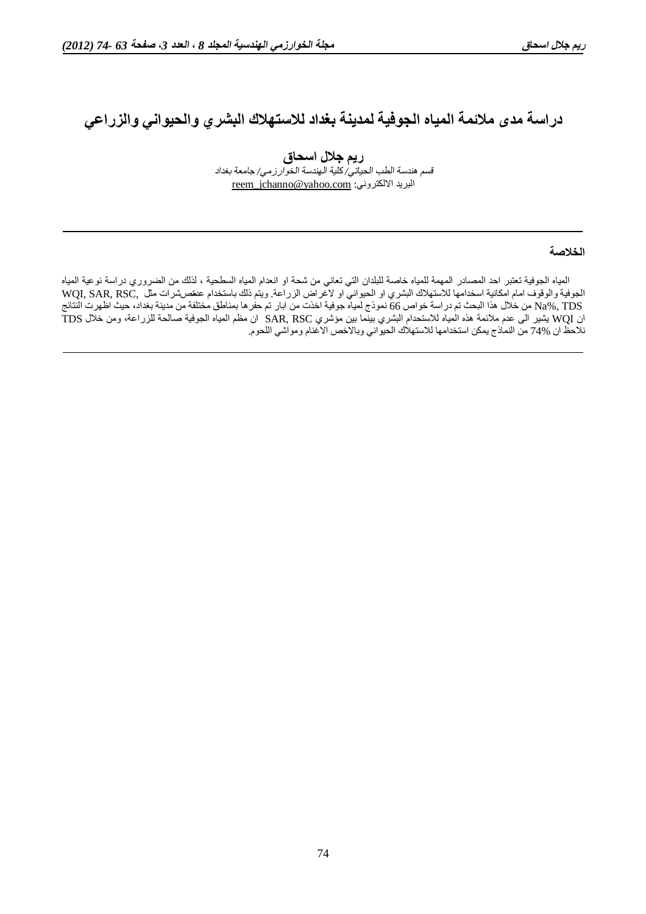# دراسة مدى ملائمة المياه الجوفية لمدينة بغداد للاستهلاك البشري والحيواني والزراعي

**ريم جلال اسحاق**

*قسم هندسة الطب الحياتي/ كلية الهندسة الخوارزمي/ جامعة بغداد*

البريد الالكتروني: reem_jchanno@yahoo.com

---

## الخلاصة

المياه الجوفية تعتبر احد المصادر المهمة للمياه خاصة للبلدان التي تعاني من شحة او انعدام المياه السطحية ، لذلك من الضروري دراسة نوعية المياه الجوفية والوقوف امام امكانية استخدامها للاستهلاك البشري او الحيواني او لاغراض الزراعة. ويتم ذلك باستخدام عنعصشرات مثل WQI, SAR, RSC, Na%, TDS من خلال هذا البحث تم دراسة خواص 66 نموذج لمياه جوفية اخذت من ابار تم حفرها بمناطق مختلفة من مدينة بغداد، حيث اظهرت النتائج ان WQI يشير الى عدم ملائمة هذه المياه للاستحدام البشري بينما بين مؤشري SAR, RSC ان مظم المياه الجوفية صالحة للزراعة، ومن خلال TDS نلاحظ ان 74% من النماذج يمكن استخدامها للاستهلاك الحيواني وبالاخص الاغنام ومواشي اللحوم.

---